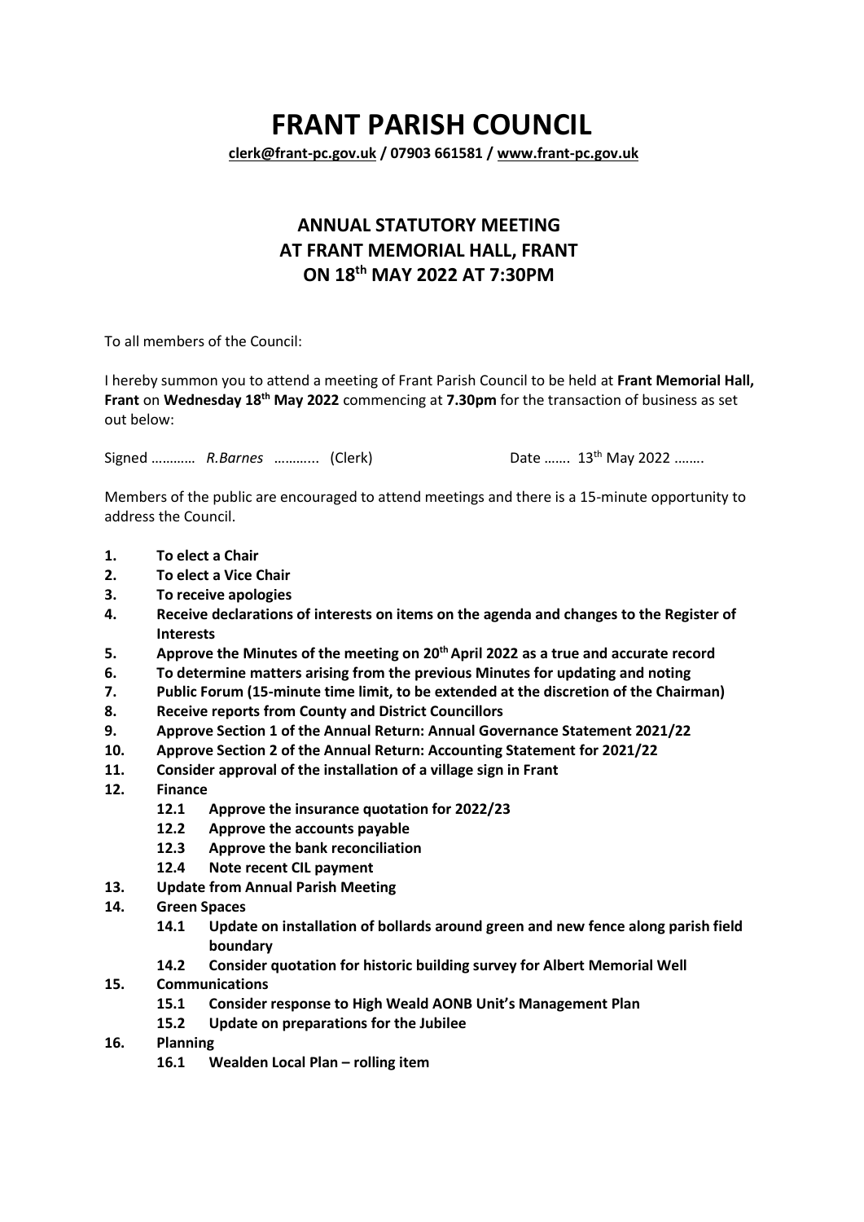# FRANT PARISH COUNCIL

**clerk@frant-pc.gov.uk / 07903 661581 / www.frant-pc.gov.uk**

## ANNUAL STATUTORY MEETING
## AT FRANT MEMORIAL HALL, FRANT
## ON 18th MAY 2022 AT 7:30PM

To all members of the Council:

I hereby summon you to attend a meeting of Frant Parish Council to be held at **Frant Memorial Hall, Frant** on **Wednesday 18th May 2022** commencing at **7.30pm** for the transaction of business as set out below:

Signed ………… *R.Barnes* ………... (Clerk)    Date ……. 13th May 2022 ……..

Members of the public are encouraged to attend meetings and there is a 15-minute opportunity to address the Council.

1. **To elect a Chair**
2. **To elect a Vice Chair**
3. **To receive apologies**
4. **Receive declarations of interests on items on the agenda and changes to the Register of Interests**
5. **Approve the Minutes of the meeting on 20th April 2022 as a true and accurate record**
6. **To determine matters arising from the previous Minutes for updating and noting**
7. **Public Forum (15-minute time limit, to be extended at the discretion of the Chairman)**
8. **Receive reports from County and District Councillors**
9. **Approve Section 1 of the Annual Return: Annual Governance Statement 2021/22**
10. **Approve Section 2 of the Annual Return: Accounting Statement for 2021/22**
11. **Consider approval of the installation of a village sign in Frant**
12. **Finance**
    - **12.1 Approve the insurance quotation for 2022/23**
    - **12.2 Approve the accounts payable**
    - **12.3 Approve the bank reconciliation**
    - **12.4 Note recent CIL payment**
13. **Update from Annual Parish Meeting**
14. **Green Spaces**
    - **14.1 Update on installation of bollards around green and new fence along parish field boundary**
    - **14.2 Consider quotation for historic building survey for Albert Memorial Well**
15. **Communications**
    - **15.1 Consider response to High Weald AONB Unit's Management Plan**
    - **15.2 Update on preparations for the Jubilee**
16. **Planning**
    - **16.1 Wealden Local Plan – rolling item**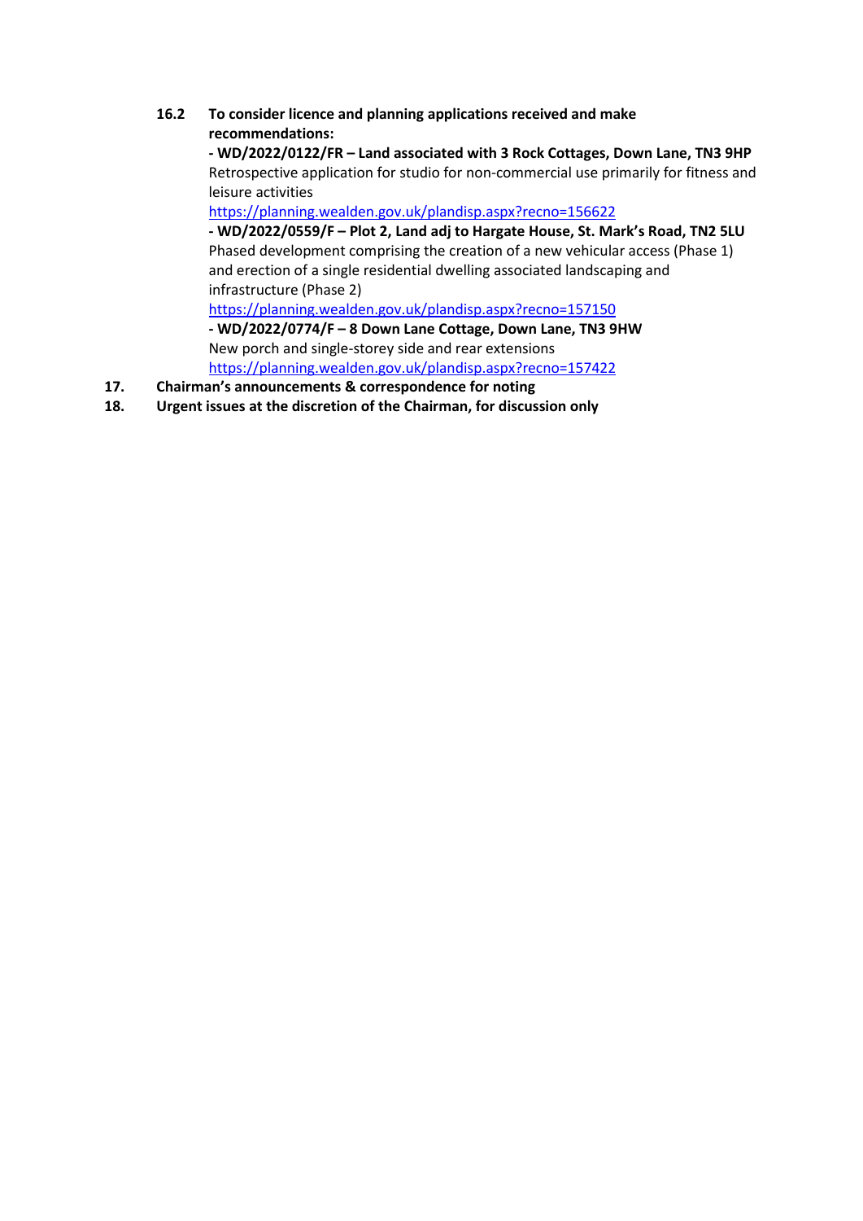**16.2 To consider licence and planning applications received and make recommendations:**

**- WD/2022/0122/FR – Land associated with 3 Rock Cottages, Down Lane, TN3 9HP**
Retrospective application for studio for non-commercial use primarily for fitness and leisure activities
https://planning.wealden.gov.uk/plandisp.aspx?recno=156622

**- WD/2022/0559/F – Plot 2, Land adj to Hargate House, St. Mark's Road, TN2 5LU**
Phased development comprising the creation of a new vehicular access (Phase 1) and erection of a single residential dwelling associated landscaping and infrastructure (Phase 2)
https://planning.wealden.gov.uk/plandisp.aspx?recno=157150

**- WD/2022/0774/F – 8 Down Lane Cottage, Down Lane, TN3 9HW**
New porch and single-storey side and rear extensions
https://planning.wealden.gov.uk/plandisp.aspx?recno=157422

**17. Chairman's announcements & correspondence for noting**

**18. Urgent issues at the discretion of the Chairman, for discussion only**